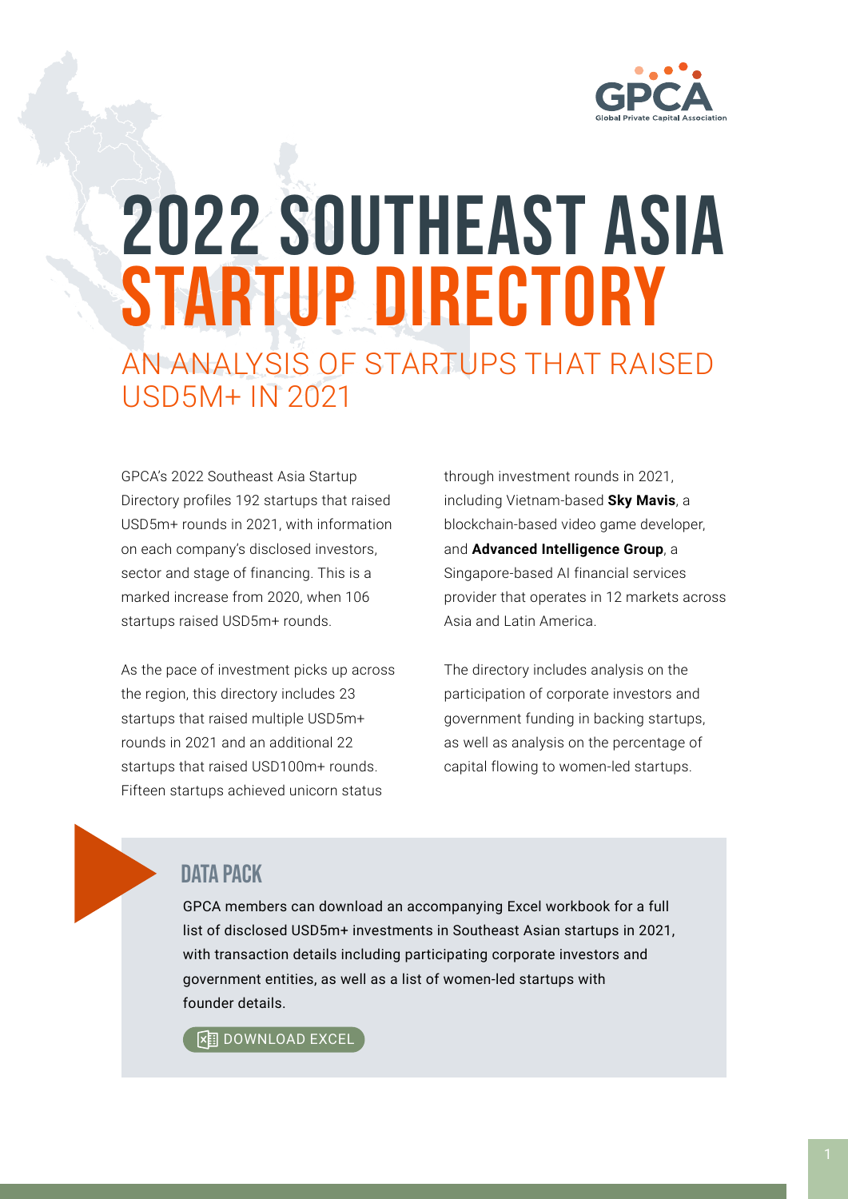# 2022 SOUTHEAST ASIA STARTUP DIRECTORY

## AN ANALYSIS OF STARTUPS THAT RAISED USD5M+ IN 2021

GPCA's 2022 Southeast Asia Startup Directory profiles 192 startups that raised USD5m+ rounds in 2021, with information on each company's disclosed investors, sector and stage of financing. This is a marked increase from 2020, when 106 startups raised USD5m+ rounds.

As the pace of investment picks up across the region, this directory includes 23 startups that raised multiple USD5m+ rounds in 2021 and an additional 22 startups that raised USD100m+ rounds. Fifteen startups achieved unicorn status through investment rounds in 2021, including Vietnam-based **Sky Mavis**, a blockchain-based video game developer, and **Advanced Intelligence Group**, a Singapore-based AI financial services provider that operates in 12 markets across Asia and Latin America.

The directory includes analysis on the participation of corporate investors and government funding in backing startups, as well as analysis on the percentage of capital flowing to women-led startups.

### DATA PACK

GPCA members can download an accompanying Excel workbook for a full list of disclosed USD5m+ investments in Southeast Asian startups in 2021, with transaction details including participating corporate investors and government entities, as well as a list of women-led startups with founder details.

DOWNLOAD EXCEL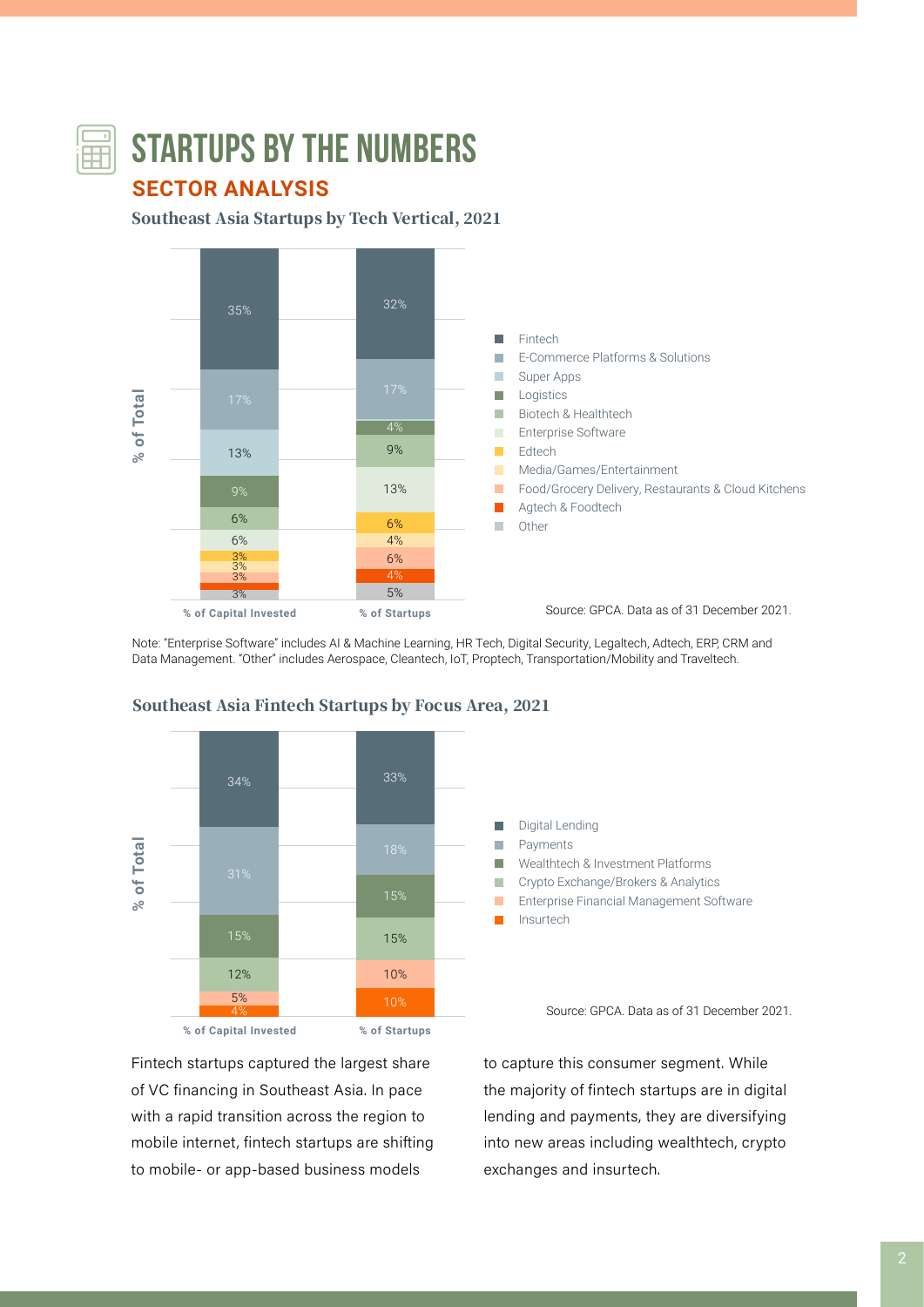# STARTUPS BY THE NUMBERS

## SECTOR ANALYSIS

### Southeast Asia Startups by Tech Vertical, 2021

| Tech Vertical | % of Capital Invested | % of Startups |
|---|---|---|
| Fintech | 35% | 32% |
| E-Commerce Platforms & Solutions | 17% | 17% |
| Super Apps | 13% | |
| Logistics | 9% | 4% |
| Biotech & Healthtech | 6% | 9% |
| Enterprise Software | 6% | 13% |
| Edtech | 3% | 6% |
| Media/Games/Entertainment | 3% | 4% |
| Food/Grocery Delivery, Restaurants & Cloud Kitchens | 3% | 6% |
| Agtech & Foodtech | | 4% |
| Other | 3% | 5% |

Source: GPCA. Data as of 31 December 2021.

Note: "Enterprise Software" includes AI & Machine Learning, HR Tech, Digital Security, Legaltech, Adtech, ERP, CRM and Data Management. "Other" includes Aerospace, Cleantech, IoT, Proptech, Transportation/Mobility and Traveltech.

### Southeast Asia Fintech Startups by Focus Area, 2021

| Focus Area | % of Capital Invested | % of Startups |
|---|---|---|
| Digital Lending | 34% | 33% |
| Payments | 31% | 18% |
| Wealthtech & Investment Platforms | 15% | 15% |
| Crypto Exchange/Brokers & Analytics | 12% | 15% |
| Enterprise Financial Management Software | 5% | 10% |
| Insurtech | 4% | 10% |

Source: GPCA. Data as of 31 December 2021.

Fintech startups captured the largest share of VC financing in Southeast Asia. In pace with a rapid transition across the region to mobile internet, fintech startups are shifting to mobile- or app-based business models to capture this consumer segment. While the majority of fintech startups are in digital lending and payments, they are diversifying into new areas including wealthtech, crypto exchanges and insurtech.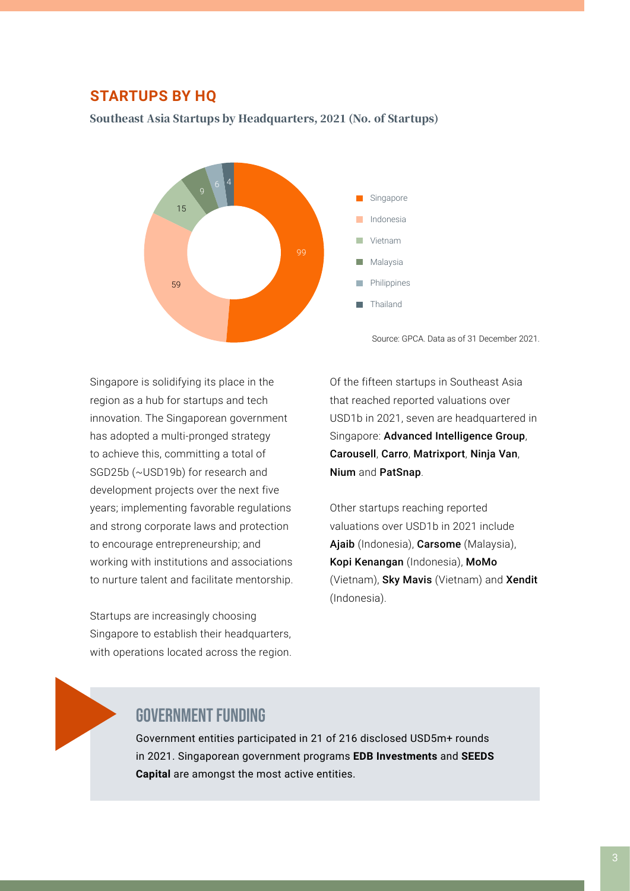## STARTUPS BY HQ

**Southeast Asia Startups by Headquarters, 2021 (No. of Startups)**

| Country | No. of Startups |
|---|---|
| Singapore | 99 |
| Indonesia | 59 |
| Vietnam | 15 |
| Malaysia | 9 |
| Philippines | 6 |
| Thailand | 4 |

Source: GPCA. Data as of 31 December 2021.

Singapore is solidifying its place in the region as a hub for startups and tech innovation. The Singaporean government has adopted a multi-pronged strategy to achieve this, committing a total of SGD25b (~USD19b) for research and development projects over the next five years; implementing favorable regulations and strong corporate laws and protection to encourage entrepreneurship; and working with institutions and associations to nurture talent and facilitate mentorship.

Startups are increasingly choosing Singapore to establish their headquarters, with operations located across the region.

Of the fifteen startups in Southeast Asia that reached reported valuations over USD1b in 2021, seven are headquartered in Singapore: **Advanced Intelligence Group**, **Carousell**, **Carro**, **Matrixport**, **Ninja Van**, **Nium** and **PatSnap**.

Other startups reaching reported valuations over USD1b in 2021 include **Ajaib** (Indonesia), **Carsome** (Malaysia), **Kopi Kenangan** (Indonesia), **MoMo** (Vietnam), **Sky Mavis** (Vietnam) and **Xendit** (Indonesia).

### GOVERNMENT FUNDING

Government entities participated in 21 of 216 disclosed USD5m+ rounds in 2021. Singaporean government programs **EDB Investments** and **SEEDS Capital** are amongst the most active entities.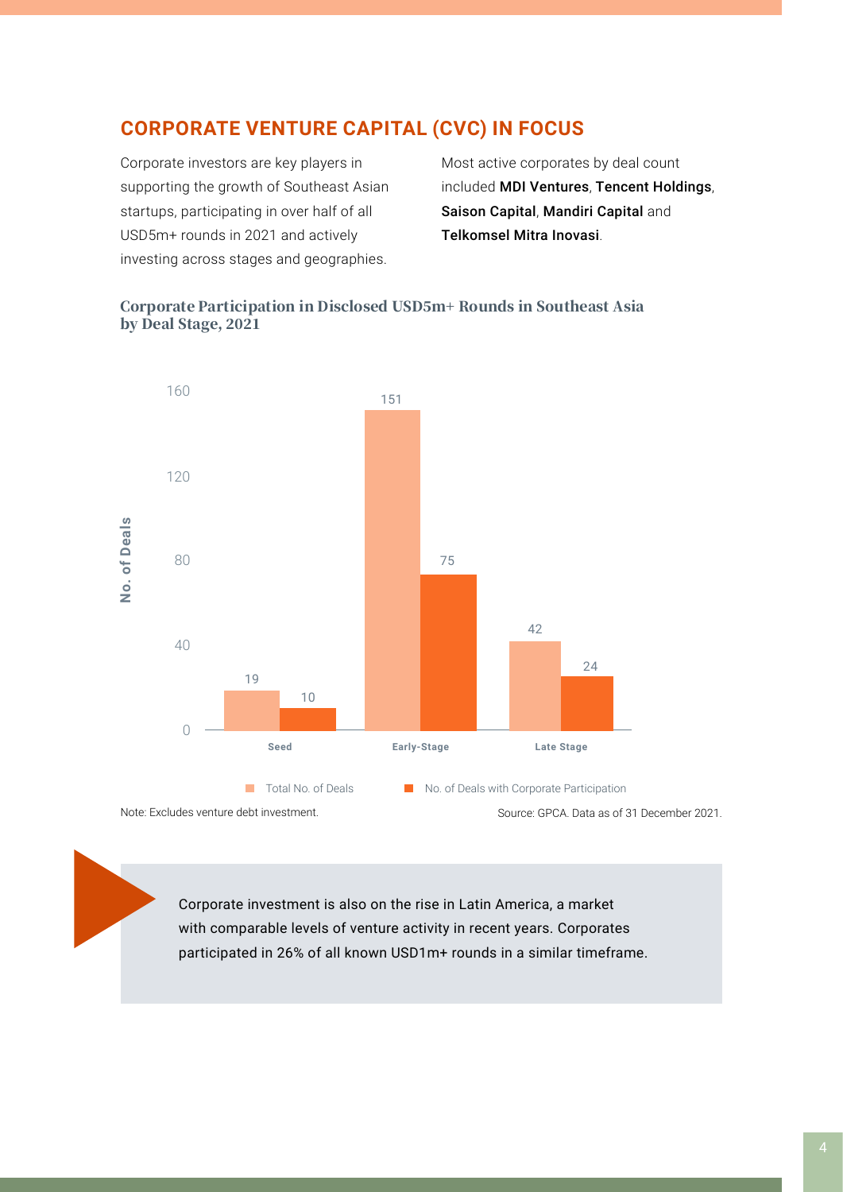## CORPORATE VENTURE CAPITAL (CVC) IN FOCUS

Corporate investors are key players in supporting the growth of Southeast Asian startups, participating in over half of all USD5m+ rounds in 2021 and actively investing across stages and geographies.

Most active corporates by deal count included **MDI Ventures**, **Tencent Holdings**, **Saison Capital**, **Mandiri Capital** and **Telkomsel Mitra Inovasi**.

**Corporate Participation in Disclosed USD5m+ Rounds in Southeast Asia by Deal Stage, 2021**

| Deal Stage | Total No. of Deals | No. of Deals with Corporate Participation |
|---|---|---|
| Seed | 19 | 10 |
| Early-Stage | 151 | 75 |
| Late Stage | 42 | 24 |

Note: Excludes venture debt investment.

Source: GPCA. Data as of 31 December 2021.

Corporate investment is also on the rise in Latin America, a market with comparable levels of venture activity in recent years. Corporates participated in 26% of all known USD1m+ rounds in a similar timeframe.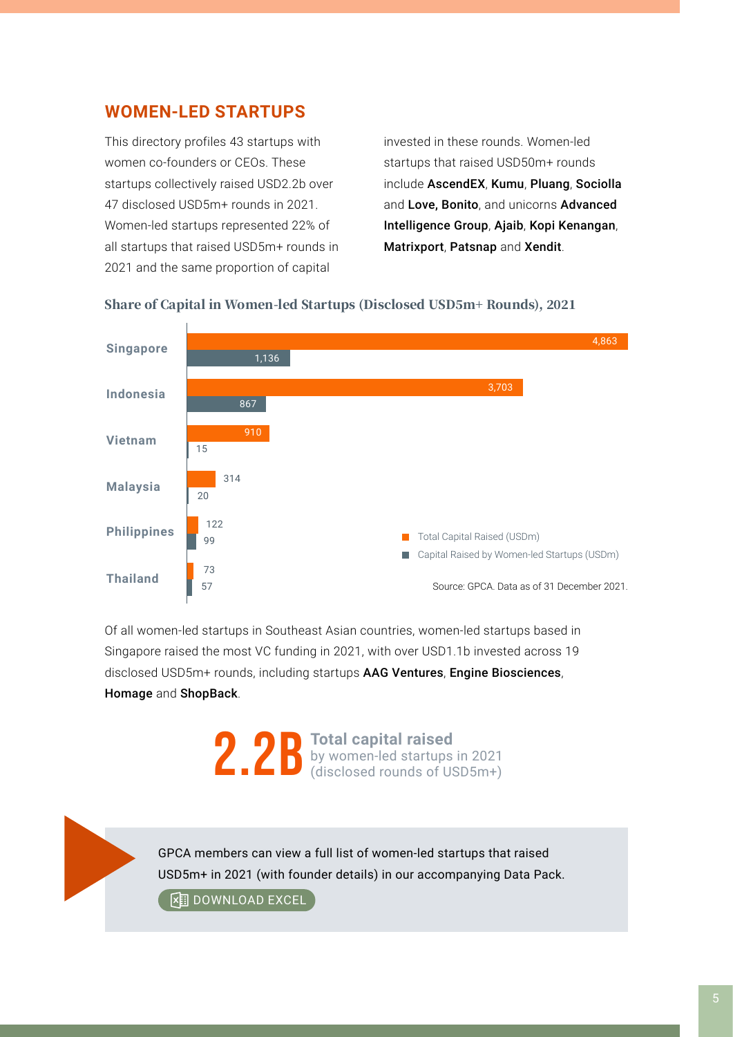## WOMEN-LED STARTUPS

This directory profiles 43 startups with women co-founders or CEOs. These startups collectively raised USD2.2b over 47 disclosed USD5m+ rounds in 2021. Women-led startups represented 22% of all startups that raised USD5m+ rounds in 2021 and the same proportion of capital invested in these rounds. Women-led startups that raised USD50m+ rounds include **AscendEX**, **Kumu**, **Pluang**, **Sociolla** and **Love, Bonito**, and unicorns **Advanced Intelligence Group**, **Ajaib**, **Kopi Kenangan**, **Matrixport**, **Patsnap** and **Xendit**.

**Share of Capital in Women-led Startups (Disclosed USD5m+ Rounds), 2021**

| Country | Total Capital Raised (USDm) | Capital Raised by Women-led Startups (USDm) |
|---|---|---|
| Singapore | 4,863 | 1,136 |
| Indonesia | 3,703 | 867 |
| Vietnam | 910 | 15 |
| Malaysia | 314 | 20 |
| Philippines | 122 | 99 |
| Thailand | 73 | 57 |

Source: GPCA. Data as of 31 December 2021.

Of all women-led startups in Southeast Asian countries, women-led startups based in Singapore raised the most VC funding in 2021, with over USD1.1b invested across 19 disclosed USD5m+ rounds, including startups **AAG Ventures**, **Engine Biosciences**, **Homage** and **ShopBack**.

**2.2B** **Total capital raised** by women-led startups in 2021 (disclosed rounds of USD5m+)

GPCA members can view a full list of women-led startups that raised USD5m+ in 2021 (with founder details) in our accompanying Data Pack.

DOWNLOAD EXCEL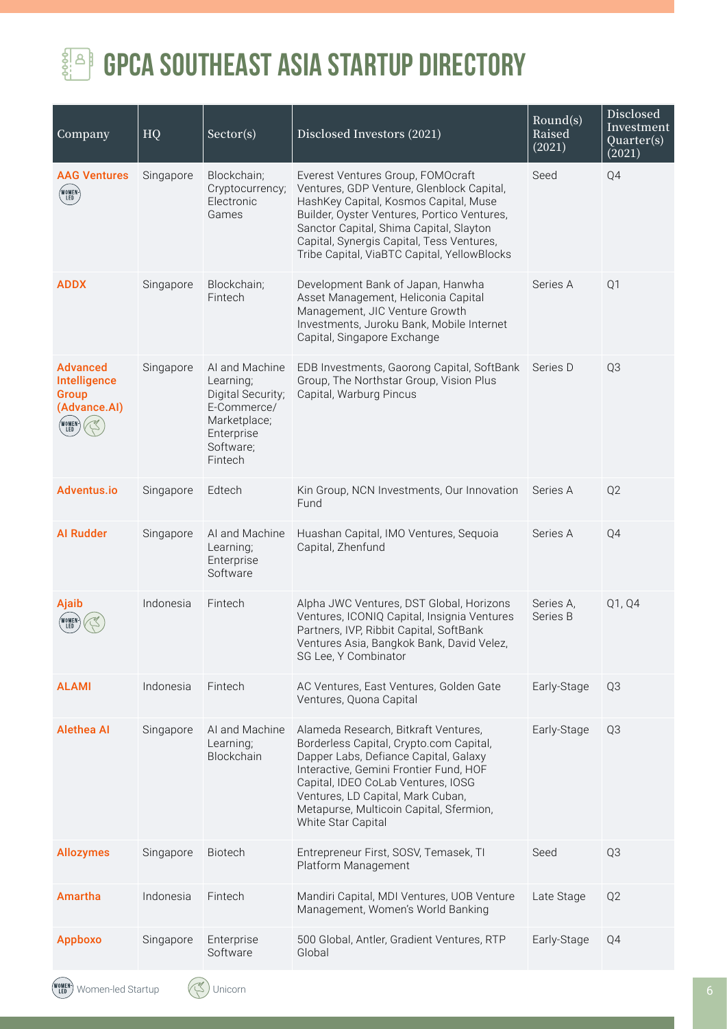# GPCA SOUTHEAST ASIA STARTUP DIRECTORY

| Company | HQ | Sector(s) | Disclosed Investors (2021) | Round(s) Raised (2021) | Disclosed Investment Quarter(s) (2021) |
|---|---|---|---|---|---|
| **AAG Ventures** (Women-led) | Singapore | Blockchain; Cryptocurrency; Electronic Games | Everest Ventures Group, FOMOcraft Ventures, GDP Venture, Glenblock Capital, HashKey Capital, Kosmos Capital, Muse Builder, Oyster Ventures, Portico Ventures, Sanctor Capital, Shima Capital, Slayton Capital, Synergis Capital, Tess Ventures, Tribe Capital, ViaBTC Capital, YellowBlocks | Seed | Q4 |
| **ADDX** | Singapore | Blockchain; Fintech | Development Bank of Japan, Hanwha Asset Management, Heliconia Capital Management, JIC Venture Growth Investments, Juroku Bank, Mobile Internet Capital, Singapore Exchange | Series A | Q1 |
| **Advanced Intelligence Group (Advance.AI)** (Women-led, Unicorn) | Singapore | AI and Machine Learning; Digital Security; E-Commerce/ Marketplace; Enterprise Software; Fintech | EDB Investments, Gaorong Capital, SoftBank Group, The Northstar Group, Vision Plus Capital, Warburg Pincus | Series D | Q3 |
| **Adventus.io** | Singapore | Edtech | Kin Group, NCN Investments, Our Innovation Fund | Series A | Q2 |
| **AI Rudder** | Singapore | AI and Machine Learning; Enterprise Software | Huashan Capital, IMO Ventures, Sequoia Capital, Zhenfund | Series A | Q4 |
| **Ajaib** (Women-led, Unicorn) | Indonesia | Fintech | Alpha JWC Ventures, DST Global, Horizons Ventures, ICONIQ Capital, Insignia Ventures Partners, IVP, Ribbit Capital, SoftBank Ventures Asia, Bangkok Bank, David Velez, SG Lee, Y Combinator | Series A, Series B | Q1, Q4 |
| **ALAMI** | Indonesia | Fintech | AC Ventures, East Ventures, Golden Gate Ventures, Quona Capital | Early-Stage | Q3 |
| **Alethea AI** | Singapore | AI and Machine Learning; Blockchain | Alameda Research, Bitkraft Ventures, Borderless Capital, Crypto.com Capital, Dapper Labs, Defiance Capital, Galaxy Interactive, Gemini Frontier Fund, HOF Capital, IDEO CoLab Ventures, IOSG Ventures, LD Capital, Mark Cuban, Metapurse, Multicoin Capital, Sfermion, White Star Capital | Early-Stage | Q3 |
| **Allozymes** | Singapore | Biotech | Entrepreneur First, SOSV, Temasek, TI Platform Management | Seed | Q3 |
| **Amartha** | Indonesia | Fintech | Mandiri Capital, MDI Ventures, UOB Venture Management, Women's World Banking | Late Stage | Q2 |
| **Appboxo** | Singapore | Enterprise Software | 500 Global, Antler, Gradient Ventures, RTP Global | Early-Stage | Q4 |

Women-led Startup — Unicorn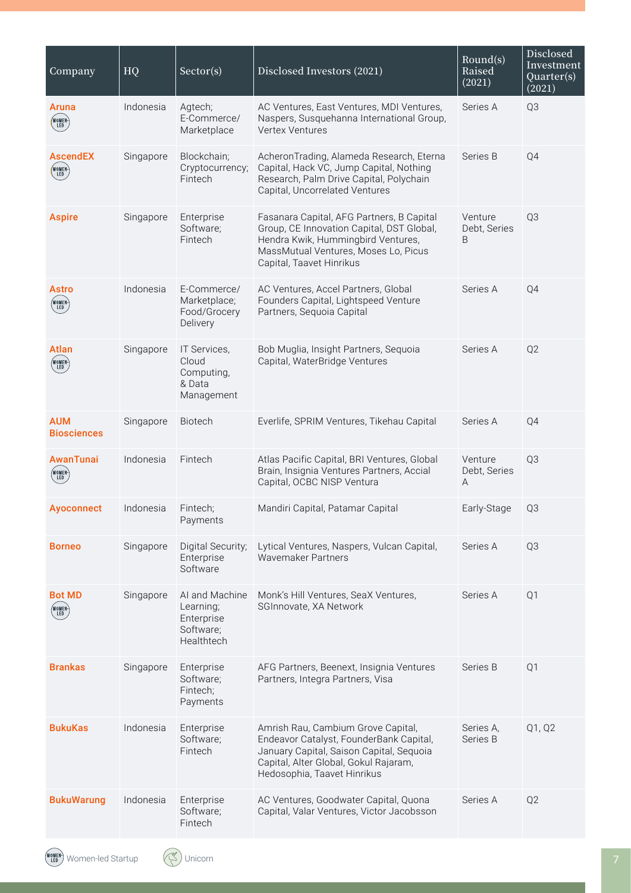| Company | HQ | Sector(s) | Disclosed Investors (2021) | Round(s) Raised (2021) | Disclosed Investment Quarter(s) (2021) |
|---|---|---|---|---|---|
| **Aruna** (WOMEN-LED) | Indonesia | Agtech; E-Commerce/ Marketplace | AC Ventures, East Ventures, MDI Ventures, Naspers, Susquehanna International Group, Vertex Ventures | Series A | Q3 |
| **AscendEX** (WOMEN-LED) | Singapore | Blockchain; Cryptocurrency; Fintech | AcheronTrading, Alameda Research, Eterna Capital, Hack VC, Jump Capital, Nothing Research, Palm Drive Capital, Polychain Capital, Uncorrelated Ventures | Series B | Q4 |
| **Aspire** | Singapore | Enterprise Software; Fintech | Fasanara Capital, AFG Partners, B Capital Group, CE Innovation Capital, DST Global, Hendra Kwik, Hummingbird Ventures, MassMutual Ventures, Moses Lo, Picus Capital, Taavet Hinrikus | Venture Debt, Series B | Q3 |
| **Astro** (WOMEN-LED) | Indonesia | E-Commerce/ Marketplace; Food/Grocery Delivery | AC Ventures, Accel Partners, Global Founders Capital, Lightspeed Venture Partners, Sequoia Capital | Series A | Q4 |
| **Atlan** (WOMEN-LED) | Singapore | IT Services, Cloud Computing, & Data Management | Bob Muglia, Insight Partners, Sequoia Capital, WaterBridge Ventures | Series A | Q2 |
| **AUM Biosciences** | Singapore | Biotech | Everlife, SPRIM Ventures, Tikehau Capital | Series A | Q4 |
| **AwanTunai** (WOMEN-LED) | Indonesia | Fintech | Atlas Pacific Capital, BRI Ventures, Global Brain, Insignia Ventures Partners, Accial Capital, OCBC NISP Ventura | Venture Debt, Series A | Q3 |
| **Ayoconnect** | Indonesia | Fintech; Payments | Mandiri Capital, Patamar Capital | Early-Stage | Q3 |
| **Borneo** | Singapore | Digital Security; Enterprise Software | Lytical Ventures, Naspers, Vulcan Capital, Wavemaker Partners | Series A | Q3 |
| **Bot MD** (WOMEN-LED) | Singapore | AI and Machine Learning; Enterprise Software; Healthtech | Monk's Hill Ventures, SeaX Ventures, SGInnovate, XA Network | Series A | Q1 |
| **Brankas** | Singapore | Enterprise Software; Fintech; Payments | AFG Partners, Beenext, Insignia Ventures Partners, Integra Partners, Visa | Series B | Q1 |
| **BukuKas** | Indonesia | Enterprise Software; Fintech | Amrish Rau, Cambium Grove Capital, Endeavor Catalyst, FounderBank Capital, January Capital, Saison Capital, Sequoia Capital, Alter Global, Gokul Rajaram, Hedosophia, Taavet Hinrikus | Series A, Series B | Q1, Q2 |
| **BukuWarung** | Indonesia | Enterprise Software; Fintech | AC Ventures, Goodwater Capital, Quona Capital, Valar Ventures, Victor Jacobsson | Series A | Q2 |

(WOMEN-LED) Women-led Startup &nbsp;&nbsp; Unicorn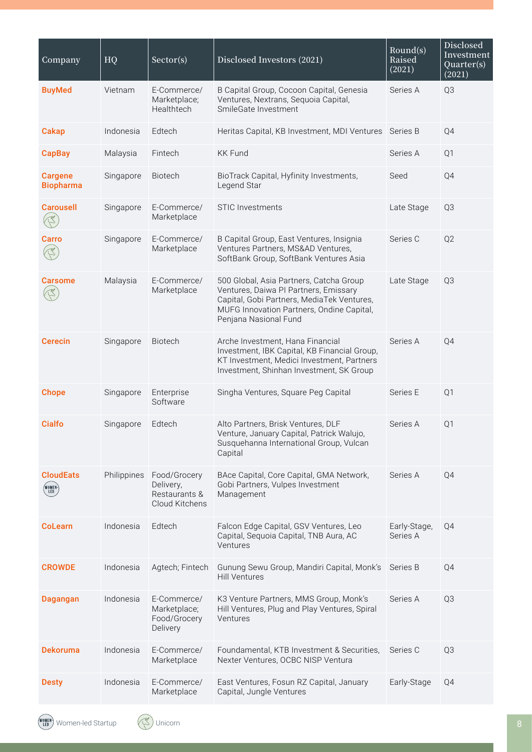| Company | HQ | Sector(s) | Disclosed Investors (2021) | Round(s) Raised (2021) | Disclosed Investment Quarter(s) (2021) |
|---|---|---|---|---|---|
| **BuyMed** | Vietnam | E-Commerce/ Marketplace; Healthtech | B Capital Group, Cocoon Capital, Genesia Ventures, Nextrans, Sequoia Capital, SmileGate Investment | Series A | Q3 |
| **Cakap** | Indonesia | Edtech | Heritas Capital, KB Investment, MDI Ventures | Series B | Q4 |
| **CapBay** | Malaysia | Fintech | KK Fund | Series A | Q1 |
| **Cargene Biopharma** | Singapore | Biotech | BioTrack Capital, Hyfinity Investments, Legend Star | Seed | Q4 |
| **Carousell** (Unicorn) | Singapore | E-Commerce/ Marketplace | STIC Investments | Late Stage | Q3 |
| **Carro** (Unicorn) | Singapore | E-Commerce/ Marketplace | B Capital Group, East Ventures, Insignia Ventures Partners, MS&AD Ventures, SoftBank Group, SoftBank Ventures Asia | Series C | Q2 |
| **Carsome** (Unicorn) | Malaysia | E-Commerce/ Marketplace | 500 Global, Asia Partners, Catcha Group Ventures, Daiwa PI Partners, Emissary Capital, Gobi Partners, MediaTek Ventures, MUFG Innovation Partners, Ondine Capital, Penjana Nasional Fund | Late Stage | Q3 |
| **Cerecin** | Singapore | Biotech | Arche Investment, Hana Financial Investment, IBK Capital, KB Financial Group, KT Investment, Medici Investment, Partners Investment, Shinhan Investment, SK Group | Series A | Q4 |
| **Chope** | Singapore | Enterprise Software | Singha Ventures, Square Peg Capital | Series E | Q1 |
| **Cialfo** | Singapore | Edtech | Alto Partners, Brisk Ventures, DLF Venture, January Capital, Patrick Walujo, Susquehanna International Group, Vulcan Capital | Series A | Q1 |
| **CloudEats** (Women-led) | Philippines | Food/Grocery Delivery, Restaurants & Cloud Kitchens | BAce Capital, Core Capital, GMA Network, Gobi Partners, Vulpes Investment Management | Series A | Q4 |
| **CoLearn** | Indonesia | Edtech | Falcon Edge Capital, GSV Ventures, Leo Capital, Sequoia Capital, TNB Aura, AC Ventures | Early-Stage, Series A | Q4 |
| **CROWDE** | Indonesia | Agtech; Fintech | Gunung Sewu Group, Mandiri Capital, Monk's Hill Ventures | Series B | Q4 |
| **Dagangan** | Indonesia | E-Commerce/ Marketplace; Food/Grocery Delivery | K3 Venture Partners, MMS Group, Monk's Hill Ventures, Plug and Play Ventures, Spiral Ventures | Series A | Q3 |
| **Dekoruma** | Indonesia | E-Commerce/ Marketplace | Foundamental, KTB Investment & Securities, Nexter Ventures, OCBC NISP Ventura | Series C | Q3 |
| **Desty** | Indonesia | E-Commerce/ Marketplace | East Ventures, Fosun RZ Capital, January Capital, Jungle Ventures | Early-Stage | Q4 |

Women-led Startup    Unicorn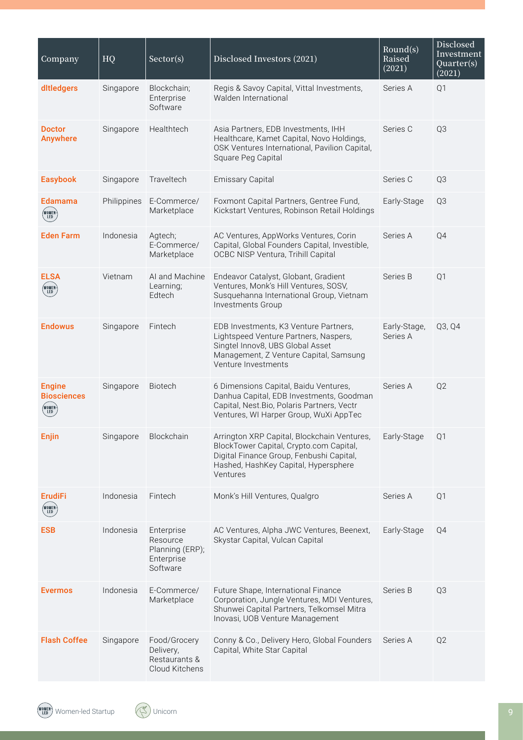| Company | HQ | Sector(s) | Disclosed Investors (2021) | Round(s) Raised (2021) | Disclosed Investment Quarter(s) (2021) |
|---|---|---|---|---|---|
| **dltledgers** | Singapore | Blockchain; Enterprise Software | Regis & Savoy Capital, Vittal Investments, Walden International | Series A | Q1 |
| **Doctor Anywhere** | Singapore | Healthtech | Asia Partners, EDB Investments, IHH Healthcare, Kamet Capital, Novo Holdings, OSK Ventures International, Pavilion Capital, Square Peg Capital | Series C | Q3 |
| **Easybook** | Singapore | Traveltech | Emissary Capital | Series C | Q3 |
| **Edamama** (WOMEN-LED) | Philippines | E-Commerce/ Marketplace | Foxmont Capital Partners, Gentree Fund, Kickstart Ventures, Robinson Retail Holdings | Early-Stage | Q3 |
| **Eden Farm** | Indonesia | Agtech; E-Commerce/ Marketplace | AC Ventures, AppWorks Ventures, Corin Capital, Global Founders Capital, Investible, OCBC NISP Ventura, Trihill Capital | Series A | Q4 |
| **ELSA** (WOMEN-LED) | Vietnam | AI and Machine Learning; Edtech | Endeavor Catalyst, Globant, Gradient Ventures, Monk's Hill Ventures, SOSV, Susquehanna International Group, Vietnam Investments Group | Series B | Q1 |
| **Endowus** | Singapore | Fintech | EDB Investments, K3 Venture Partners, Lightspeed Venture Partners, Naspers, Singtel Innov8, UBS Global Asset Management, Z Venture Capital, Samsung Venture Investments | Early-Stage, Series A | Q3, Q4 |
| **Engine Biosciences** (WOMEN-LED) | Singapore | Biotech | 6 Dimensions Capital, Baidu Ventures, Danhua Capital, EDB Investments, Goodman Capital, Nest.Bio, Polaris Partners, Vectr Ventures, WI Harper Group, WuXi AppTec | Series A | Q2 |
| **Enjin** | Singapore | Blockchain | Arrington XRP Capital, Blockchain Ventures, BlockTower Capital, Crypto.com Capital, Digital Finance Group, Fenbushi Capital, Hashed, HashKey Capital, Hypersphere Ventures | Early-Stage | Q1 |
| **ErudiFi** (WOMEN-LED) | Indonesia | Fintech | Monk's Hill Ventures, Qualgro | Series A | Q1 |
| **ESB** | Indonesia | Enterprise Resource Planning (ERP); Enterprise Software | AC Ventures, Alpha JWC Ventures, Beenext, Skystar Capital, Vulcan Capital | Early-Stage | Q4 |
| **Evermos** | Indonesia | E-Commerce/ Marketplace | Future Shape, International Finance Corporation, Jungle Ventures, MDI Ventures, Shunwei Capital Partners, Telkomsel Mitra Inovasi, UOB Venture Management | Series B | Q3 |
| **Flash Coffee** | Singapore | Food/Grocery Delivery, Restaurants & Cloud Kitchens | Conny & Co., Delivery Hero, Global Founders Capital, White Star Capital | Series A | Q2 |

(WOMEN-LED) Women-led Startup &nbsp;&nbsp; Unicorn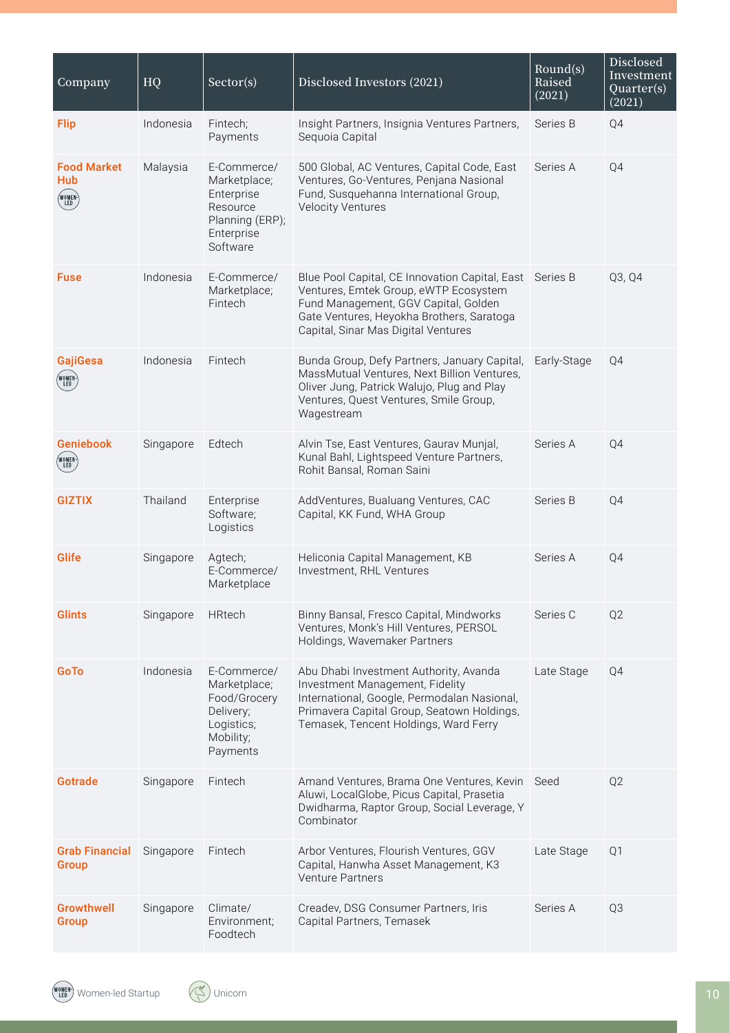| Company | HQ | Sector(s) | Disclosed Investors (2021) | Round(s) Raised (2021) | Disclosed Investment Quarter(s) (2021) |
|---|---|---|---|---|---|
| **Flip** | Indonesia | Fintech; Payments | Insight Partners, Insignia Ventures Partners, Sequoia Capital | Series B | Q4 |
| **Food Market Hub** (WOMEN-LED) | Malaysia | E-Commerce/ Marketplace; Enterprise Resource Planning (ERP); Enterprise Software | 500 Global, AC Ventures, Capital Code, East Ventures, Go-Ventures, Penjana Nasional Fund, Susquehanna International Group, Velocity Ventures | Series A | Q4 |
| **Fuse** | Indonesia | E-Commerce/ Marketplace; Fintech | Blue Pool Capital, CE Innovation Capital, East Ventures, Emtek Group, eWTP Ecosystem Fund Management, GGV Capital, Golden Gate Ventures, Heyokha Brothers, Saratoga Capital, Sinar Mas Digital Ventures | Series B | Q3, Q4 |
| **GajiGesa** (WOMEN-LED) | Indonesia | Fintech | Bunda Group, Defy Partners, January Capital, MassMutual Ventures, Next Billion Ventures, Oliver Jung, Patrick Walujo, Plug and Play Ventures, Quest Ventures, Smile Group, Wagestream | Early-Stage | Q4 |
| **Geniebook** (WOMEN-LED) | Singapore | Edtech | Alvin Tse, East Ventures, Gaurav Munjal, Kunal Bahl, Lightspeed Venture Partners, Rohit Bansal, Roman Saini | Series A | Q4 |
| **GIZTIX** | Thailand | Enterprise Software; Logistics | AddVentures, Bualuang Ventures, CAC Capital, KK Fund, WHA Group | Series B | Q4 |
| **Glife** | Singapore | Agtech; E-Commerce/ Marketplace | Heliconia Capital Management, KB Investment, RHL Ventures | Series A | Q4 |
| **Glints** | Singapore | HRtech | Binny Bansal, Fresco Capital, Mindworks Ventures, Monk's Hill Ventures, PERSOL Holdings, Wavemaker Partners | Series C | Q2 |
| **GoTo** | Indonesia | E-Commerce/ Marketplace; Food/Grocery Delivery; Logistics; Mobility; Payments | Abu Dhabi Investment Authority, Avanda Investment Management, Fidelity International, Google, Permodalan Nasional, Primavera Capital Group, Seatown Holdings, Temasek, Tencent Holdings, Ward Ferry | Late Stage | Q4 |
| **Gotrade** | Singapore | Fintech | Amand Ventures, Brama One Ventures, Kevin Aluwi, LocalGlobe, Picus Capital, Prasetia Dwidharma, Raptor Group, Social Leverage, Y Combinator | Seed | Q2 |
| **Grab Financial Group** | Singapore | Fintech | Arbor Ventures, Flourish Ventures, GGV Capital, Hanwha Asset Management, K3 Venture Partners | Late Stage | Q1 |
| **Growthwell Group** | Singapore | Climate/ Environment; Foodtech | Creadev, DSG Consumer Partners, Iris Capital Partners, Temasek | Series A | Q3 |

(WOMEN-LED) Women-led Startup &nbsp;&nbsp; Unicorn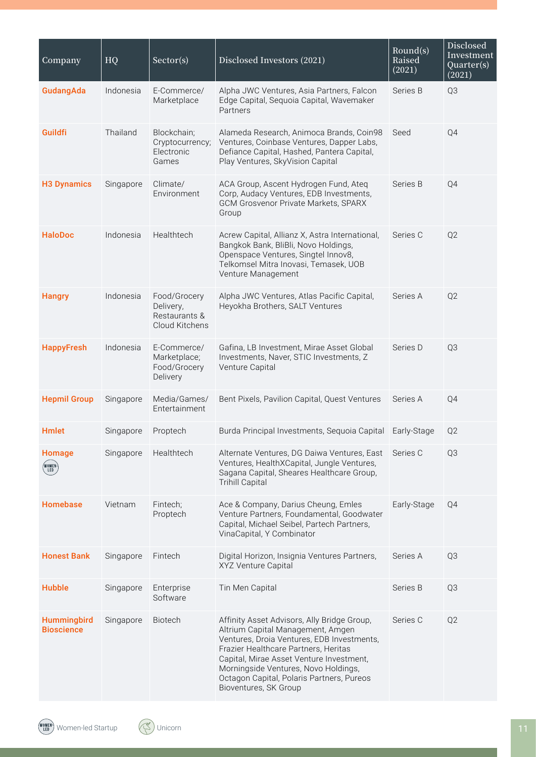| Company | HQ | Sector(s) | Disclosed Investors (2021) | Round(s) Raised (2021) | Disclosed Investment Quarter(s) (2021) |
|---|---|---|---|---|---|
| **GudangAda** | Indonesia | E-Commerce/ Marketplace | Alpha JWC Ventures, Asia Partners, Falcon Edge Capital, Sequoia Capital, Wavemaker Partners | Series B | Q3 |
| **Guildfi** | Thailand | Blockchain; Cryptocurrency; Electronic Games | Alameda Research, Animoca Brands, Coin98 Ventures, Coinbase Ventures, Dapper Labs, Defiance Capital, Hashed, Pantera Capital, Play Ventures, SkyVision Capital | Seed | Q4 |
| **H3 Dynamics** | Singapore | Climate/ Environment | ACA Group, Ascent Hydrogen Fund, Ateq Corp, Audacy Ventures, EDB Investments, GCM Grosvenor Private Markets, SPARX Group | Series B | Q4 |
| **HaloDoc** | Indonesia | Healthtech | Acrew Capital, Allianz X, Astra International, Bangkok Bank, BliBli, Novo Holdings, Openspace Ventures, Singtel Innov8, Telkomsel Mitra Inovasi, Temasek, UOB Venture Management | Series C | Q2 |
| **Hangry** | Indonesia | Food/Grocery Delivery, Restaurants & Cloud Kitchens | Alpha JWC Ventures, Atlas Pacific Capital, Heyokha Brothers, SALT Ventures | Series A | Q2 |
| **HappyFresh** | Indonesia | E-Commerce/ Marketplace; Food/Grocery Delivery | Gafina, LB Investment, Mirae Asset Global Investments, Naver, STIC Investments, Z Venture Capital | Series D | Q3 |
| **Hepmil Group** | Singapore | Media/Games/ Entertainment | Bent Pixels, Pavilion Capital, Quest Ventures | Series A | Q4 |
| **Hmlet** | Singapore | Proptech | Burda Principal Investments, Sequoia Capital | Early-Stage | Q2 |
| **Homage** (Women-led) | Singapore | Healthtech | Alternate Ventures, DG Daiwa Ventures, East Ventures, HealthXCapital, Jungle Ventures, Sagana Capital, Sheares Healthcare Group, Trihill Capital | Series C | Q3 |
| **Homebase** | Vietnam | Fintech; Proptech | Ace & Company, Darius Cheung, Emles Venture Partners, Foundamental, Goodwater Capital, Michael Seibel, Partech Partners, VinaCapital, Y Combinator | Early-Stage | Q4 |
| **Honest Bank** | Singapore | Fintech | Digital Horizon, Insignia Ventures Partners, XYZ Venture Capital | Series A | Q3 |
| **Hubble** | Singapore | Enterprise Software | Tin Men Capital | Series B | Q3 |
| **Hummingbird Bioscience** | Singapore | Biotech | Affinity Asset Advisors, Ally Bridge Group, Altrium Capital Management, Amgen Ventures, Droia Ventures, EDB Investments, Frazier Healthcare Partners, Heritas Capital, Mirae Asset Venture Investment, Morningside Ventures, Novo Holdings, Octagon Capital, Polaris Partners, Pureos Bioventures, SK Group | Series C | Q2 |

Women-led Startup    Unicorn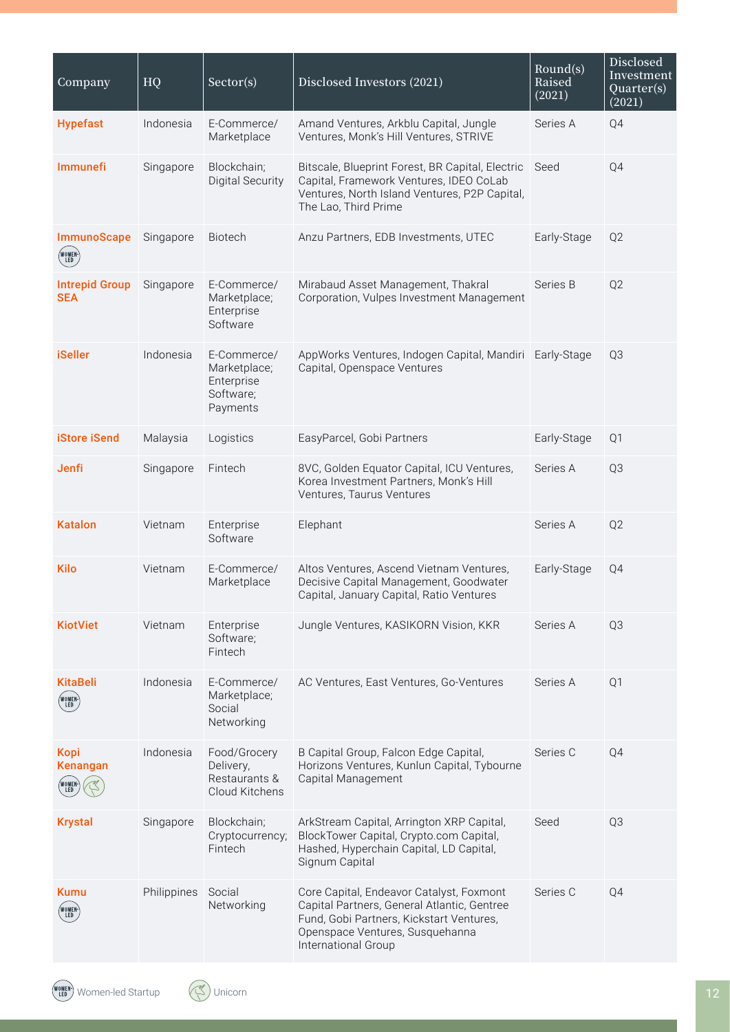| Company | HQ | Sector(s) | Disclosed Investors (2021) | Round(s) Raised (2021) | Disclosed Investment Quarter(s) (2021) |
|---|---|---|---|---|---|
| **Hypefast** | Indonesia | E-Commerce/ Marketplace | Amand Ventures, Arkblu Capital, Jungle Ventures, Monk's Hill Ventures, STRIVE | Series A | Q4 |
| **Immunefi** | Singapore | Blockchain; Digital Security | Bitscale, Blueprint Forest, BR Capital, Electric Capital, Framework Ventures, IDEO CoLab Ventures, North Island Ventures, P2P Capital, The Lao, Third Prime | Seed | Q4 |
| **ImmunoScape** (Women-led) | Singapore | Biotech | Anzu Partners, EDB Investments, UTEC | Early-Stage | Q2 |
| **Intrepid Group SEA** | Singapore | E-Commerce/ Marketplace; Enterprise Software | Mirabaud Asset Management, Thakral Corporation, Vulpes Investment Management | Series B | Q2 |
| **iSeller** | Indonesia | E-Commerce/ Marketplace; Enterprise Software; Payments | AppWorks Ventures, Indogen Capital, Mandiri Capital, Openspace Ventures | Early-Stage | Q3 |
| **iStore iSend** | Malaysia | Logistics | EasyParcel, Gobi Partners | Early-Stage | Q1 |
| **Jenfi** | Singapore | Fintech | 8VC, Golden Equator Capital, ICU Ventures, Korea Investment Partners, Monk's Hill Ventures, Taurus Ventures | Series A | Q3 |
| **Katalon** | Vietnam | Enterprise Software | Elephant | Series A | Q2 |
| **Kilo** | Vietnam | E-Commerce/ Marketplace | Altos Ventures, Ascend Vietnam Ventures, Decisive Capital Management, Goodwater Capital, January Capital, Ratio Ventures | Early-Stage | Q4 |
| **KiotViet** | Vietnam | Enterprise Software; Fintech | Jungle Ventures, KASIKORN Vision, KKR | Series A | Q3 |
| **KitaBeli** (Women-led) | Indonesia | E-Commerce/ Marketplace; Social Networking | AC Ventures, East Ventures, Go-Ventures | Series A | Q1 |
| **Kopi Kenangan** (Women-led, Unicorn) | Indonesia | Food/Grocery Delivery, Restaurants & Cloud Kitchens | B Capital Group, Falcon Edge Capital, Horizons Ventures, Kunlun Capital, Tybourne Capital Management | Series C | Q4 |
| **Krystal** | Singapore | Blockchain; Cryptocurrency; Fintech | ArkStream Capital, Arrington XRP Capital, BlockTower Capital, Crypto.com Capital, Hashed, Hyperchain Capital, LD Capital, Signum Capital | Seed | Q3 |
| **Kumu** (Women-led) | Philippines | Social Networking | Core Capital, Endeavor Catalyst, Foxmont Capital Partners, General Atlantic, Gentree Fund, Gobi Partners, Kickstart Ventures, Openspace Ventures, Susquehanna International Group | Series C | Q4 |

Women-led Startup &nbsp;&nbsp; Unicorn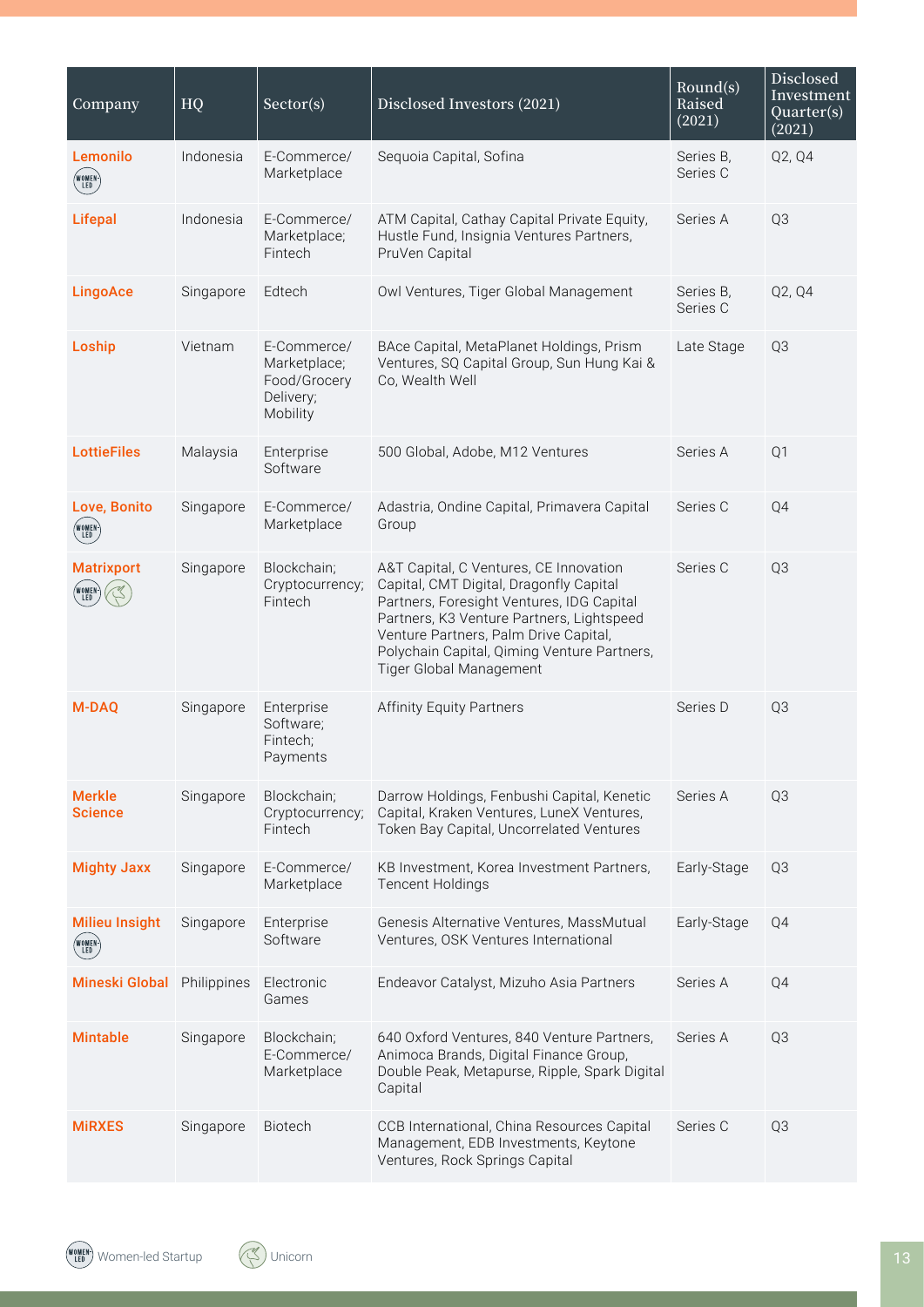| Company | HQ | Sector(s) | Disclosed Investors (2021) | Round(s) Raised (2021) | Disclosed Investment Quarter(s) (2021) |
|---|---|---|---|---|---|
| Lemonilo (Women-led) | Indonesia | E-Commerce/ Marketplace | Sequoia Capital, Sofina | Series B, Series C | Q2, Q4 |
| Lifepal | Indonesia | E-Commerce/ Marketplace; Fintech | ATM Capital, Cathay Capital Private Equity, Hustle Fund, Insignia Ventures Partners, PruVen Capital | Series A | Q3 |
| LingoAce | Singapore | Edtech | Owl Ventures, Tiger Global Management | Series B, Series C | Q2, Q4 |
| Loship | Vietnam | E-Commerce/ Marketplace; Food/Grocery Delivery; Mobility | BAce Capital, MetaPlanet Holdings, Prism Ventures, SQ Capital Group, Sun Hung Kai & Co, Wealth Well | Late Stage | Q3 |
| LottieFiles | Malaysia | Enterprise Software | 500 Global, Adobe, M12 Ventures | Series A | Q1 |
| Love, Bonito (Women-led) | Singapore | E-Commerce/ Marketplace | Adastria, Ondine Capital, Primavera Capital Group | Series C | Q4 |
| Matrixport (Women-led, Unicorn) | Singapore | Blockchain; Cryptocurrency; Fintech | A&T Capital, C Ventures, CE Innovation Capital, CMT Digital, Dragonfly Capital Partners, Foresight Ventures, IDG Capital Partners, K3 Venture Partners, Lightspeed Venture Partners, Palm Drive Capital, Polychain Capital, Qiming Venture Partners, Tiger Global Management | Series C | Q3 |
| M-DAQ | Singapore | Enterprise Software; Fintech; Payments | Affinity Equity Partners | Series D | Q3 |
| Merkle Science | Singapore | Blockchain; Cryptocurrency; Fintech | Darrow Holdings, Fenbushi Capital, Kenetic Capital, Kraken Ventures, LuneX Ventures, Token Bay Capital, Uncorrelated Ventures | Series A | Q3 |
| Mighty Jaxx | Singapore | E-Commerce/ Marketplace | KB Investment, Korea Investment Partners, Tencent Holdings | Early-Stage | Q3 |
| Milieu Insight (Women-led) | Singapore | Enterprise Software | Genesis Alternative Ventures, MassMutual Ventures, OSK Ventures International | Early-Stage | Q4 |
| Mineski Global | Philippines | Electronic Games | Endeavor Catalyst, Mizuho Asia Partners | Series A | Q4 |
| Mintable | Singapore | Blockchain; E-Commerce/ Marketplace | 640 Oxford Ventures, 840 Venture Partners, Animoca Brands, Digital Finance Group, Double Peak, Metapurse, Ripple, Spark Digital Capital | Series A | Q3 |
| MiRXES | Singapore | Biotech | CCB International, China Resources Capital Management, EDB Investments, Keytone Ventures, Rock Springs Capital | Series C | Q3 |

Women-led Startup &nbsp;&nbsp; Unicorn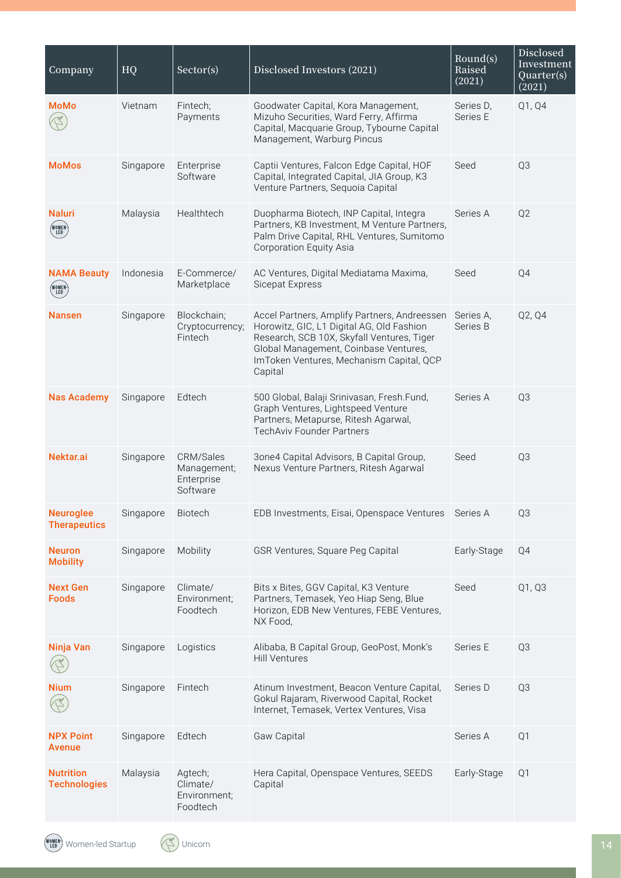| Company | HQ | Sector(s) | Disclosed Investors (2021) | Round(s) Raised (2021) | Disclosed Investment Quarter(s) (2021) |
|---|---|---|---|---|---|
| **MoMo** (Unicorn) | Vietnam | Fintech; Payments | Goodwater Capital, Kora Management, Mizuho Securities, Ward Ferry, Affirma Capital, Macquarie Group, Tybourne Capital Management, Warburg Pincus | Series D, Series E | Q1, Q4 |
| **MoMos** | Singapore | Enterprise Software | Captii Ventures, Falcon Edge Capital, HOF Capital, Integrated Capital, JIA Group, K3 Venture Partners, Sequoia Capital | Seed | Q3 |
| **Naluri** (Women-led Startup) | Malaysia | Healthtech | Duopharma Biotech, INP Capital, Integra Partners, KB Investment, M Venture Partners, Palm Drive Capital, RHL Ventures, Sumitomo Corporation Equity Asia | Series A | Q2 |
| **NAMA Beauty** (Women-led Startup) | Indonesia | E-Commerce/ Marketplace | AC Ventures, Digital Mediatama Maxima, Sicepat Express | Seed | Q4 |
| **Nansen** | Singapore | Blockchain; Cryptocurrency; Fintech | Accel Partners, Amplify Partners, Andreessen Horowitz, GIC, L1 Digital AG, Old Fashion Research, SCB 10X, Skyfall Ventures, Tiger Global Management, Coinbase Ventures, ImToken Ventures, Mechanism Capital, QCP Capital | Series A, Series B | Q2, Q4 |
| **Nas Academy** | Singapore | Edtech | 500 Global, Balaji Srinivasan, Fresh.Fund, Graph Ventures, Lightspeed Venture Partners, Metapurse, Ritesh Agarwal, TechAviv Founder Partners | Series A | Q3 |
| **Nektar.ai** | Singapore | CRM/Sales Management; Enterprise Software | 3one4 Capital Advisors, B Capital Group, Nexus Venture Partners, Ritesh Agarwal | Seed | Q3 |
| **Neuroglee Therapeutics** | Singapore | Biotech | EDB Investments, Eisai, Openspace Ventures | Series A | Q3 |
| **Neuron Mobility** | Singapore | Mobility | GSR Ventures, Square Peg Capital | Early-Stage | Q4 |
| **Next Gen Foods** | Singapore | Climate/ Environment; Foodtech | Bits x Bites, GGV Capital, K3 Venture Partners, Temasek, Yeo Hiap Seng, Blue Horizon, EDB New Ventures, FEBE Ventures, NX Food, | Seed | Q1, Q3 |
| **Ninja Van** (Unicorn) | Singapore | Logistics | Alibaba, B Capital Group, GeoPost, Monk's Hill Ventures | Series E | Q3 |
| **Nium** (Unicorn) | Singapore | Fintech | Atinum Investment, Beacon Venture Capital, Gokul Rajaram, Riverwood Capital, Rocket Internet, Temasek, Vertex Ventures, Visa | Series D | Q3 |
| **NPX Point Avenue** | Singapore | Edtech | Gaw Capital | Series A | Q1 |
| **Nutrition Technologies** | Malaysia | Agtech; Climate/ Environment; Foodtech | Hera Capital, Openspace Ventures, SEEDS Capital | Early-Stage | Q1 |

Women-led Startup | Unicorn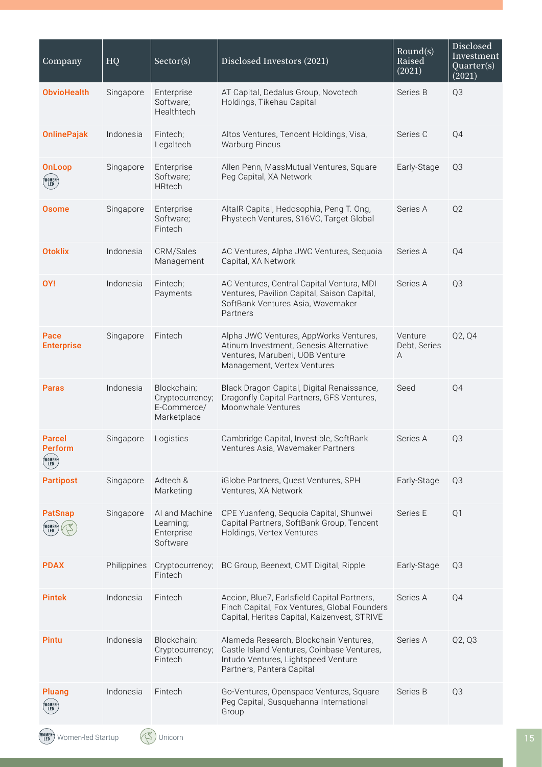| Company | HQ | Sector(s) | Disclosed Investors (2021) | Round(s) Raised (2021) | Disclosed Investment Quarter(s) (2021) |
| --- | --- | --- | --- | --- | --- |
| **ObvioHealth** | Singapore | Enterprise Software; Healthtech | AT Capital, Dedalus Group, Novotech Holdings, Tikehau Capital | Series B | Q3 |
| **OnlinePajak** | Indonesia | Fintech; Legaltech | Altos Ventures, Tencent Holdings, Visa, Warburg Pincus | Series C | Q4 |
| **OnLoop** (Women-led) | Singapore | Enterprise Software; HRtech | Allen Penn, MassMutual Ventures, Square Peg Capital, XA Network | Early-Stage | Q3 |
| **Osome** | Singapore | Enterprise Software; Fintech | AltaIR Capital, Hedosophia, Peng T. Ong, Phystech Ventures, S16VC, Target Global | Series A | Q2 |
| **Otoklix** | Indonesia | CRM/Sales Management | AC Ventures, Alpha JWC Ventures, Sequoia Capital, XA Network | Series A | Q4 |
| **OY!** | Indonesia | Fintech; Payments | AC Ventures, Central Capital Ventura, MDI Ventures, Pavilion Capital, Saison Capital, SoftBank Ventures Asia, Wavemaker Partners | Series A | Q3 |
| **Pace Enterprise** | Singapore | Fintech | Alpha JWC Ventures, AppWorks Ventures, Atinum Investment, Genesis Alternative Ventures, Marubeni, UOB Venture Management, Vertex Ventures | Venture Debt, Series A | Q2, Q4 |
| **Paras** | Indonesia | Blockchain; Cryptocurrency; E-Commerce/ Marketplace | Black Dragon Capital, Digital Renaissance, Dragonfly Capital Partners, GFS Ventures, Moonwhale Ventures | Seed | Q4 |
| **Parcel Perform** (Women-led) | Singapore | Logistics | Cambridge Capital, Investible, SoftBank Ventures Asia, Wavemaker Partners | Series A | Q3 |
| **Partipost** | Singapore | Adtech & Marketing | iGlobe Partners, Quest Ventures, SPH Ventures, XA Network | Early-Stage | Q3 |
| **PatSnap** (Women-led, Unicorn) | Singapore | AI and Machine Learning; Enterprise Software | CPE Yuanfeng, Sequoia Capital, Shunwei Capital Partners, SoftBank Group, Tencent Holdings, Vertex Ventures | Series E | Q1 |
| **PDAX** | Philippines | Cryptocurrency; Fintech | BC Group, Beenext, CMT Digital, Ripple | Early-Stage | Q3 |
| **Pintek** | Indonesia | Fintech | Accion, Blue7, Earlsfield Capital Partners, Finch Capital, Fox Ventures, Global Founders Capital, Heritas Capital, Kaizenvest, STRIVE | Series A | Q4 |
| **Pintu** | Indonesia | Blockchain; Cryptocurrency; Fintech | Alameda Research, Blockchain Ventures, Castle Island Ventures, Coinbase Ventures, Intudo Ventures, Lightspeed Venture Partners, Pantera Capital | Series A | Q2, Q3 |
| **Pluang** (Women-led) | Indonesia | Fintech | Go-Ventures, Openspace Ventures, Square Peg Capital, Susquehanna International Group | Series B | Q3 |

Women-led Startup — Unicorn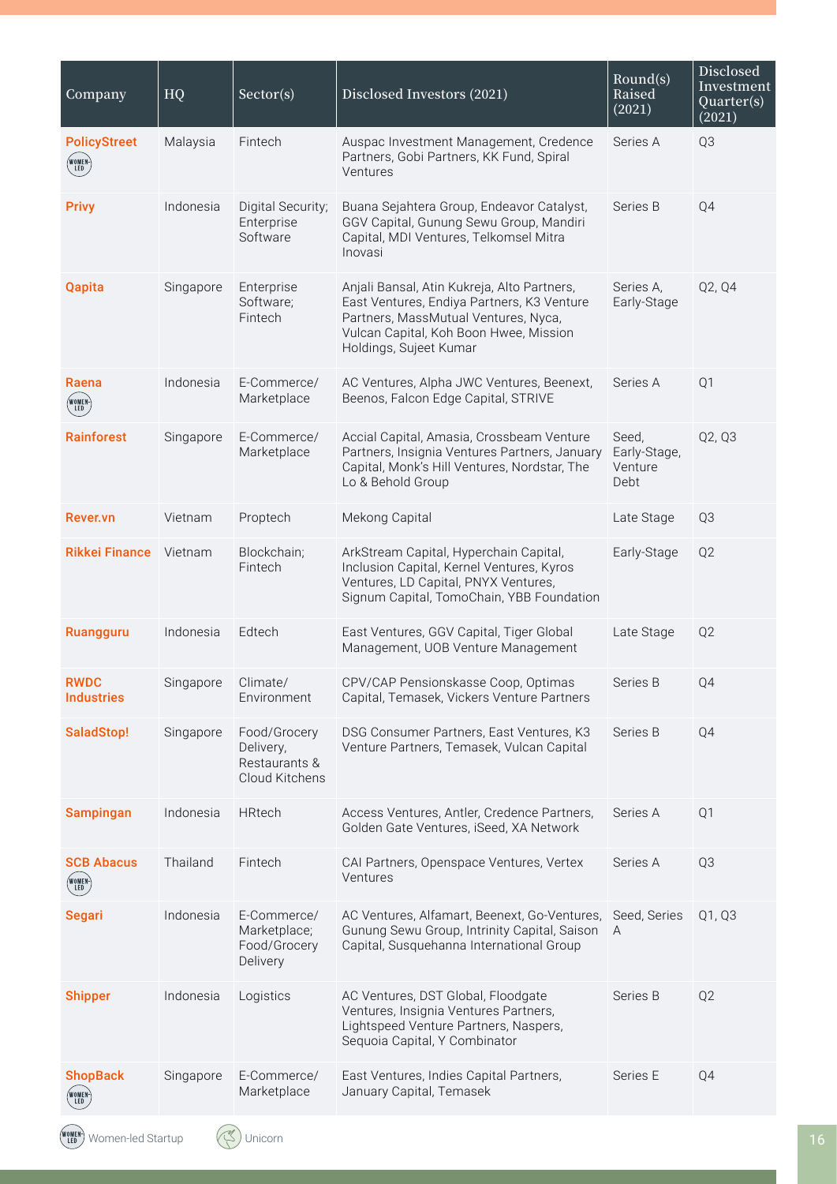| Company | HQ | Sector(s) | Disclosed Investors (2021) | Round(s) Raised (2021) | Disclosed Investment Quarter(s) (2021) |
|---|---|---|---|---|---|
| **PolicyStreet** (WOMEN-LED) | Malaysia | Fintech | Auspac Investment Management, Credence Partners, Gobi Partners, KK Fund, Spiral Ventures | Series A | Q3 |
| **Privy** | Indonesia | Digital Security; Enterprise Software | Buana Sejahtera Group, Endeavor Catalyst, GGV Capital, Gunung Sewu Group, Mandiri Capital, MDI Ventures, Telkomsel Mitra Inovasi | Series B | Q4 |
| **Qapita** | Singapore | Enterprise Software; Fintech | Anjali Bansal, Atin Kukreja, Alto Partners, East Ventures, Endiya Partners, K3 Venture Partners, MassMutual Ventures, Nyca, Vulcan Capital, Koh Boon Hwee, Mission Holdings, Sujeet Kumar | Series A, Early-Stage | Q2, Q4 |
| **Raena** (WOMEN-LED) | Indonesia | E-Commerce/ Marketplace | AC Ventures, Alpha JWC Ventures, Beenext, Beenos, Falcon Edge Capital, STRIVE | Series A | Q1 |
| **Rainforest** | Singapore | E-Commerce/ Marketplace | Accial Capital, Amasia, Crossbeam Venture Partners, Insignia Ventures Partners, January Capital, Monk's Hill Ventures, Nordstar, The Lo & Behold Group | Seed, Early-Stage, Venture Debt | Q2, Q3 |
| **Rever.vn** | Vietnam | Proptech | Mekong Capital | Late Stage | Q3 |
| **Rikkei Finance** | Vietnam | Blockchain; Fintech | ArkStream Capital, Hyperchain Capital, Inclusion Capital, Kernel Ventures, Kyros Ventures, LD Capital, PNYX Ventures, Signum Capital, TomoChain, YBB Foundation | Early-Stage | Q2 |
| **Ruangguru** | Indonesia | Edtech | East Ventures, GGV Capital, Tiger Global Management, UOB Venture Management | Late Stage | Q2 |
| **RWDC Industries** | Singapore | Climate/ Environment | CPV/CAP Pensionskasse Coop, Optimas Capital, Temasek, Vickers Venture Partners | Series B | Q4 |
| **SaladStop!** | Singapore | Food/Grocery Delivery, Restaurants & Cloud Kitchens | DSG Consumer Partners, East Ventures, K3 Venture Partners, Temasek, Vulcan Capital | Series B | Q4 |
| **Sampingan** | Indonesia | HRtech | Access Ventures, Antler, Credence Partners, Golden Gate Ventures, iSeed, XA Network | Series A | Q1 |
| **SCB Abacus** (WOMEN-LED) | Thailand | Fintech | CAI Partners, Openspace Ventures, Vertex Ventures | Series A | Q3 |
| **Segari** | Indonesia | E-Commerce/ Marketplace; Food/Grocery Delivery | AC Ventures, Alfamart, Beenext, Go-Ventures, Gunung Sewu Group, Intrinity Capital, Saison Capital, Susquehanna International Group | Seed, Series A | Q1, Q3 |
| **Shipper** | Indonesia | Logistics | AC Ventures, DST Global, Floodgate Ventures, Insignia Ventures Partners, Lightspeed Venture Partners, Naspers, Sequoia Capital, Y Combinator | Series B | Q2 |
| **ShopBack** (WOMEN-LED) | Singapore | E-Commerce/ Marketplace | East Ventures, Indies Capital Partners, January Capital, Temasek | Series E | Q4 |

WOMEN-LED: Women-led Startup; Unicorn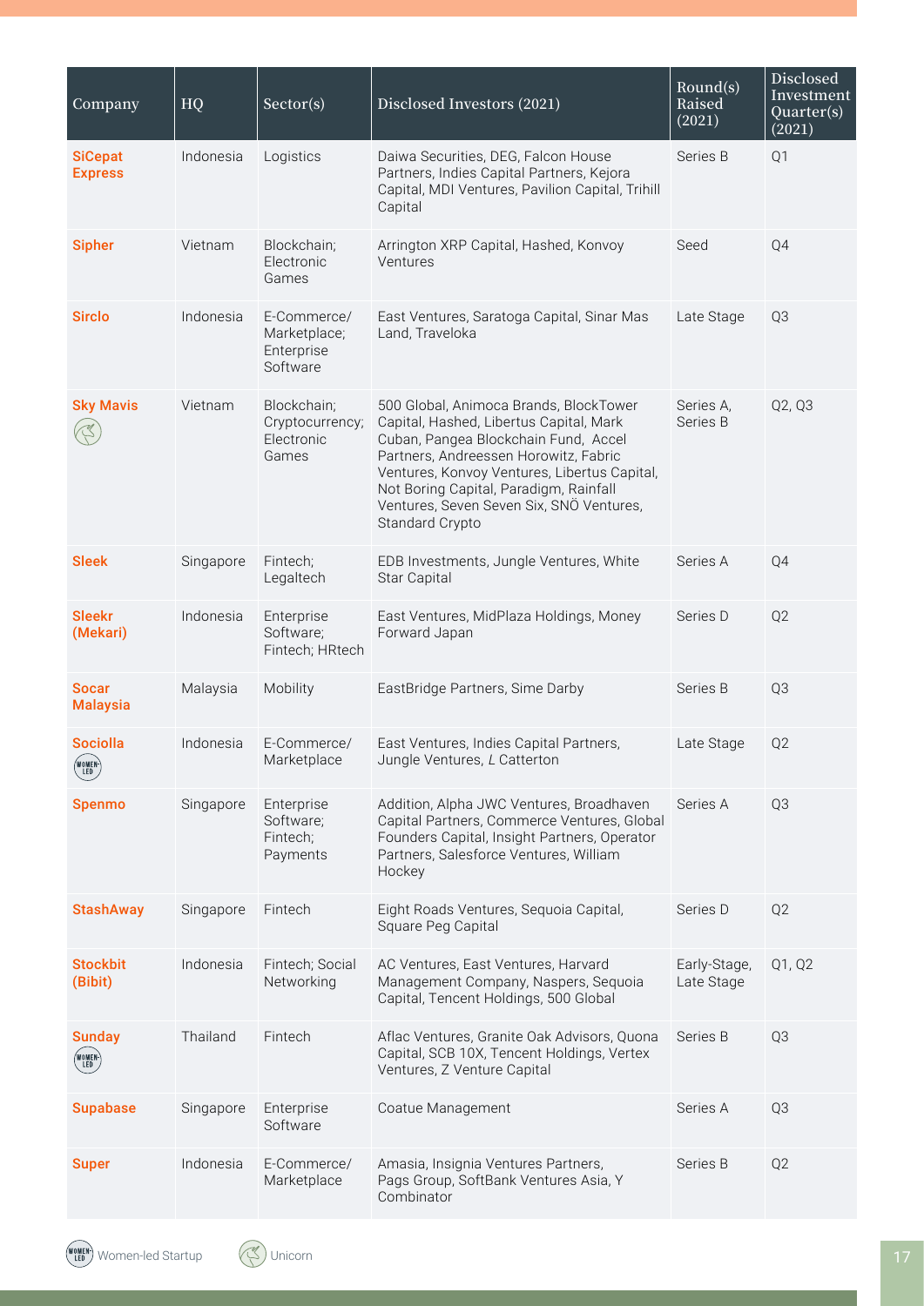| Company | HQ | Sector(s) | Disclosed Investors (2021) | Round(s) Raised (2021) | Disclosed Investment Quarter(s) (2021) |
|---|---|---|---|---|---|
| **SiCepat Express** | Indonesia | Logistics | Daiwa Securities, DEG, Falcon House Partners, Indies Capital Partners, Kejora Capital, MDI Ventures, Pavilion Capital, Trihill Capital | Series B | Q1 |
| **Sipher** | Vietnam | Blockchain; Electronic Games | Arrington XRP Capital, Hashed, Konvoy Ventures | Seed | Q4 |
| **Sirclo** | Indonesia | E-Commerce/ Marketplace; Enterprise Software | East Ventures, Saratoga Capital, Sinar Mas Land, Traveloka | Late Stage | Q3 |
| **Sky Mavis** (Unicorn) | Vietnam | Blockchain; Cryptocurrency; Electronic Games | 500 Global, Animoca Brands, BlockTower Capital, Hashed, Libertus Capital, Mark Cuban, Pangea Blockchain Fund, Accel Partners, Andreessen Horowitz, Fabric Ventures, Konvoy Ventures, Libertus Capital, Not Boring Capital, Paradigm, Rainfall Ventures, Seven Seven Six, SNÖ Ventures, Standard Crypto | Series A, Series B | Q2, Q3 |
| **Sleek** | Singapore | Fintech; Legaltech | EDB Investments, Jungle Ventures, White Star Capital | Series A | Q4 |
| **Sleekr (Mekari)** | Indonesia | Enterprise Software; Fintech; HRtech | East Ventures, MidPlaza Holdings, Money Forward Japan | Series D | Q2 |
| **Socar Malaysia** | Malaysia | Mobility | EastBridge Partners, Sime Darby | Series B | Q3 |
| **Sociolla** (Women-led) | Indonesia | E-Commerce/ Marketplace | East Ventures, Indies Capital Partners, Jungle Ventures, L Catterton | Late Stage | Q2 |
| **Spenmo** | Singapore | Enterprise Software; Fintech; Payments | Addition, Alpha JWC Ventures, Broadhaven Capital Partners, Commerce Ventures, Global Founders Capital, Insight Partners, Operator Partners, Salesforce Ventures, William Hockey | Series A | Q3 |
| **StashAway** | Singapore | Fintech | Eight Roads Ventures, Sequoia Capital, Square Peg Capital | Series D | Q2 |
| **Stockbit (Bibit)** | Indonesia | Fintech; Social Networking | AC Ventures, East Ventures, Harvard Management Company, Naspers, Sequoia Capital, Tencent Holdings, 500 Global | Early-Stage, Late Stage | Q1, Q2 |
| **Sunday** (Women-led) | Thailand | Fintech | Aflac Ventures, Granite Oak Advisors, Quona Capital, SCB 10X, Tencent Holdings, Vertex Ventures, Z Venture Capital | Series B | Q3 |
| **Supabase** | Singapore | Enterprise Software | Coatue Management | Series A | Q3 |
| **Super** | Indonesia | E-Commerce/ Marketplace | Amasia, Insignia Ventures Partners, Pags Group, SoftBank Ventures Asia, Y Combinator | Series B | Q2 |

Women-led Startup &nbsp;&nbsp; Unicorn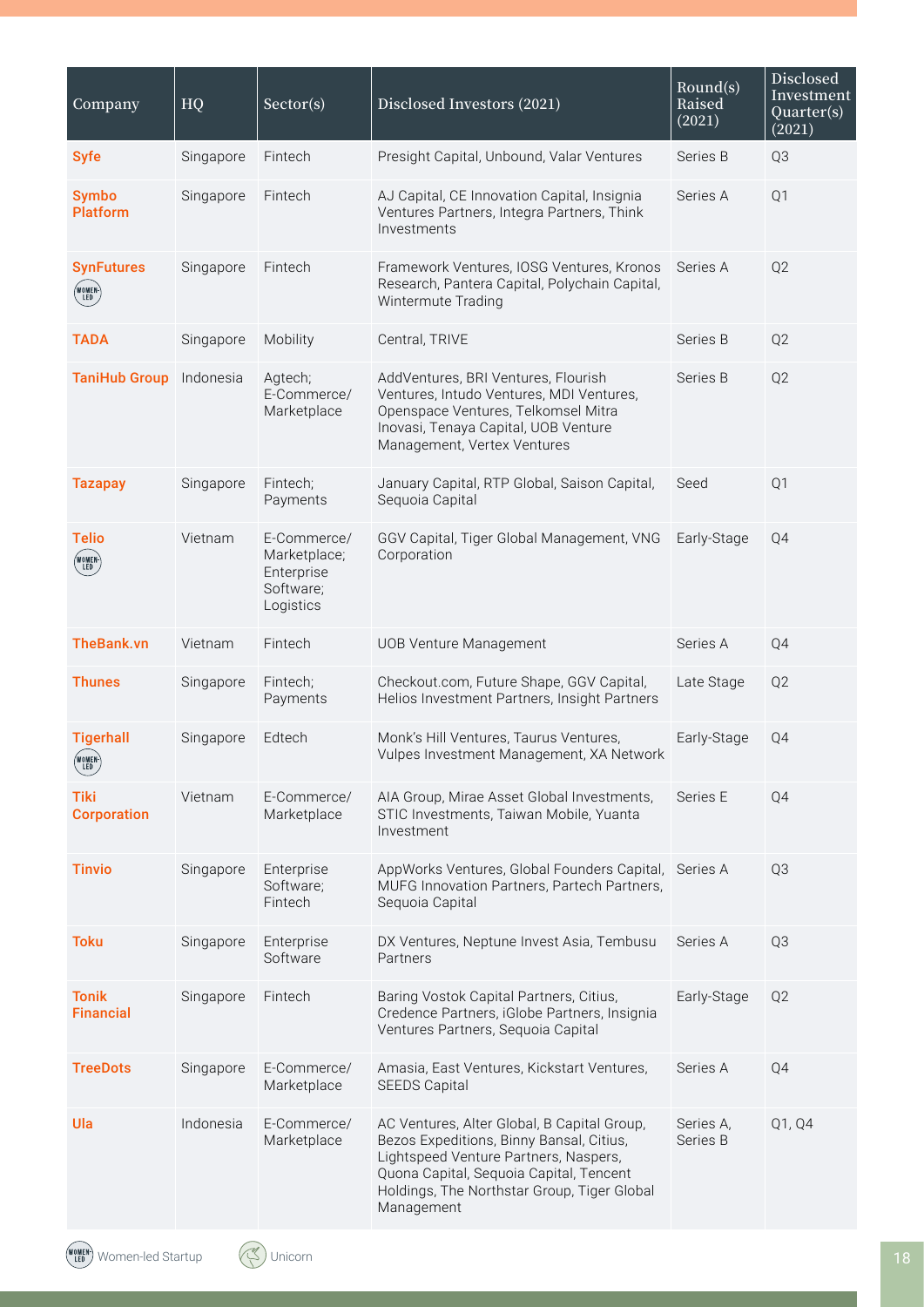| Company | HQ | Sector(s) | Disclosed Investors (2021) | Round(s) Raised (2021) | Disclosed Investment Quarter(s) (2021) |
|---|---|---|---|---|---|
| Syfe | Singapore | Fintech | Presight Capital, Unbound, Valar Ventures | Series B | Q3 |
| Symbo Platform | Singapore | Fintech | AJ Capital, CE Innovation Capital, Insignia Ventures Partners, Integra Partners, Think Investments | Series A | Q1 |
| SynFutures (Women-led) | Singapore | Fintech | Framework Ventures, IOSG Ventures, Kronos Research, Pantera Capital, Polychain Capital, Wintermute Trading | Series A | Q2 |
| TADA | Singapore | Mobility | Central, TRIVE | Series B | Q2 |
| TaniHub Group | Indonesia | Agtech; E-Commerce/ Marketplace | AddVentures, BRI Ventures, Flourish Ventures, Intudo Ventures, MDI Ventures, Openspace Ventures, Telkomsel Mitra Inovasi, Tenaya Capital, UOB Venture Management, Vertex Ventures | Series B | Q2 |
| Tazapay | Singapore | Fintech; Payments | January Capital, RTP Global, Saison Capital, Sequoia Capital | Seed | Q1 |
| Telio (Women-led) | Vietnam | E-Commerce/ Marketplace; Enterprise Software; Logistics | GGV Capital, Tiger Global Management, VNG Corporation | Early-Stage | Q4 |
| TheBank.vn | Vietnam | Fintech | UOB Venture Management | Series A | Q4 |
| Thunes | Singapore | Fintech; Payments | Checkout.com, Future Shape, GGV Capital, Helios Investment Partners, Insight Partners | Late Stage | Q2 |
| Tigerhall (Women-led) | Singapore | Edtech | Monk's Hill Ventures, Taurus Ventures, Vulpes Investment Management, XA Network | Early-Stage | Q4 |
| Tiki Corporation | Vietnam | E-Commerce/ Marketplace | AIA Group, Mirae Asset Global Investments, STIC Investments, Taiwan Mobile, Yuanta Investment | Series E | Q4 |
| Tinvio | Singapore | Enterprise Software; Fintech | AppWorks Ventures, Global Founders Capital, MUFG Innovation Partners, Partech Partners, Sequoia Capital | Series A | Q3 |
| Toku | Singapore | Enterprise Software | DX Ventures, Neptune Invest Asia, Tembusu Partners | Series A | Q3 |
| Tonik Financial | Singapore | Fintech | Baring Vostok Capital Partners, Citius, Credence Partners, iGlobe Partners, Insignia Ventures Partners, Sequoia Capital | Early-Stage | Q2 |
| TreeDots | Singapore | E-Commerce/ Marketplace | Amasia, East Ventures, Kickstart Ventures, SEEDS Capital | Series A | Q4 |
| Ula | Indonesia | E-Commerce/ Marketplace | AC Ventures, Alter Global, B Capital Group, Bezos Expeditions, Binny Bansal, Citius, Lightspeed Venture Partners, Naspers, Quona Capital, Sequoia Capital, Tencent Holdings, The Northstar Group, Tiger Global Management | Series A, Series B | Q1, Q4 |

Women-led Startup &nbsp;&nbsp; Unicorn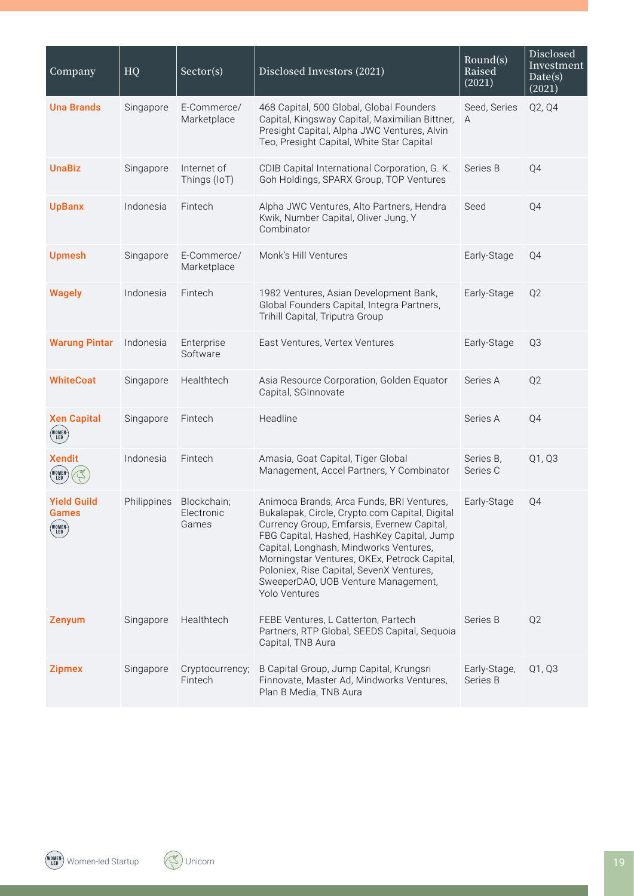| Company | HQ | Sector(s) | Disclosed Investors (2021) | Round(s) Raised (2021) | Disclosed Investment Date(s) (2021) |
|---|---|---|---|---|---|
| **Una Brands** | Singapore | E-Commerce/ Marketplace | 468 Capital, 500 Global, Global Founders Capital, Kingsway Capital, Maximilian Bittner, Presight Capital, Alpha JWC Ventures, Alvin Teo, Presight Capital, White Star Capital | Seed, Series A | Q2, Q4 |
| **UnaBiz** | Singapore | Internet of Things (IoT) | CDIB Capital International Corporation, G. K. Goh Holdings, SPARX Group, TOP Ventures | Series B | Q4 |
| **UpBanx** | Indonesia | Fintech | Alpha JWC Ventures, Alto Partners, Hendra Kwik, Number Capital, Oliver Jung, Y Combinator | Seed | Q4 |
| **Upmesh** | Singapore | E-Commerce/ Marketplace | Monk's Hill Ventures | Early-Stage | Q4 |
| **Wagely** | Indonesia | Fintech | 1982 Ventures, Asian Development Bank, Global Founders Capital, Integra Partners, Trihill Capital, Triputra Group | Early-Stage | Q2 |
| **Warung Pintar** | Indonesia | Enterprise Software | East Ventures, Vertex Ventures | Early-Stage | Q3 |
| **WhiteCoat** | Singapore | Healthtech | Asia Resource Corporation, Golden Equator Capital, SGInnovate | Series A | Q2 |
| **Xen Capital** (Women-led) | Singapore | Fintech | Headline | Series A | Q4 |
| **Xendit** (Women-led, Unicorn) | Indonesia | Fintech | Amasia, Goat Capital, Tiger Global Management, Accel Partners, Y Combinator | Series B, Series C | Q1, Q3 |
| **Yield Guild Games** (Women-led) | Philippines | Blockchain; Electronic Games | Animoca Brands, Arca Funds, BRI Ventures, Bukalapak, Circle, Crypto.com Capital, Digital Currency Group, Emfarsis, Evernew Capital, FBG Capital, Hashed, HashKey Capital, Jump Capital, Longhash, Mindworks Ventures, Morningstar Ventures, OKEx, Petrock Capital, Poloniex, Rise Capital, SevenX Ventures, SweeperDAO, UOB Venture Management, Yolo Ventures | Early-Stage | Q4 |
| **Zenyum** | Singapore | Healthtech | FEBE Ventures, L Catterton, Partech Partners, RTP Global, SEEDS Capital, Sequoia Capital, TNB Aura | Series B | Q2 |
| **Zipmex** | Singapore | Cryptocurrency; Fintech | B Capital Group, Jump Capital, Krungsri Finnovate, Master Ad, Mindworks Ventures, Plan B Media, TNB Aura | Early-Stage, Series B | Q1, Q3 |

Women-led Startup &nbsp;&nbsp; Unicorn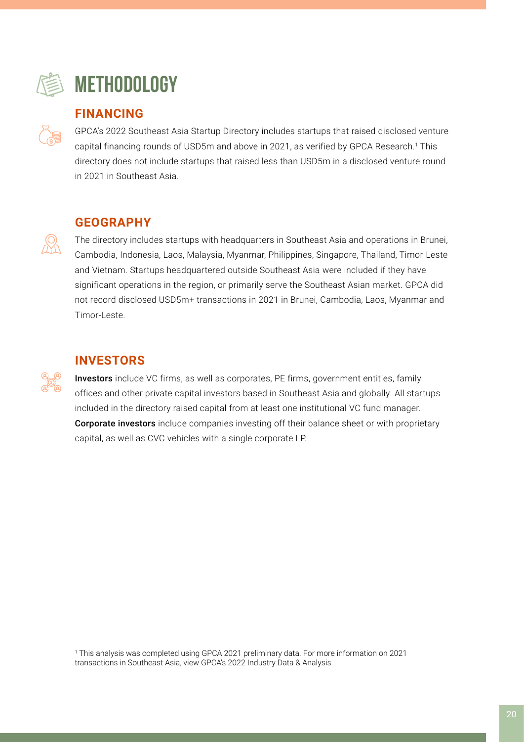# METHODOLOGY

## FINANCING

GPCA's 2022 Southeast Asia Startup Directory includes startups that raised disclosed venture capital financing rounds of USD5m and above in 2021, as verified by GPCA Research.[1] This directory does not include startups that raised less than USD5m in a disclosed venture round in 2021 in Southeast Asia.

## GEOGRAPHY

The directory includes startups with headquarters in Southeast Asia and operations in Brunei, Cambodia, Indonesia, Laos, Malaysia, Myanmar, Philippines, Singapore, Thailand, Timor-Leste and Vietnam. Startups headquartered outside Southeast Asia were included if they have significant operations in the region, or primarily serve the Southeast Asian market. GPCA did not record disclosed USD5m+ transactions in 2021 in Brunei, Cambodia, Laos, Myanmar and Timor-Leste.

## INVESTORS

**Investors** include VC firms, as well as corporates, PE firms, government entities, family offices and other private capital investors based in Southeast Asia and globally. All startups included in the directory raised capital from at least one institutional VC fund manager. **Corporate investors** include companies investing off their balance sheet or with proprietary capital, as well as CVC vehicles with a single corporate LP.

[1] This analysis was completed using GPCA 2021 preliminary data. For more information on 2021 transactions in Southeast Asia, view GPCA's 2022 Industry Data & Analysis.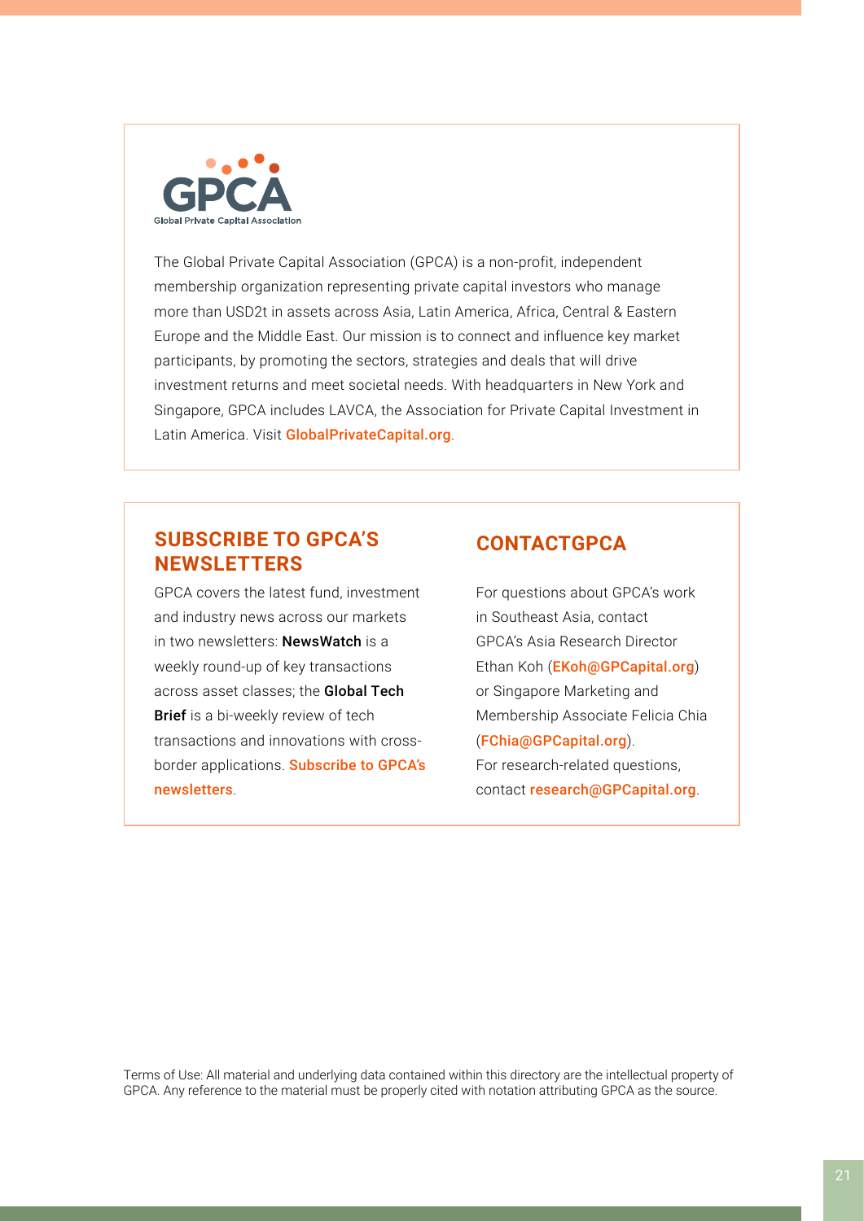GPCA

Global Private Capital Association

The Global Private Capital Association (GPCA) is a non-profit, independent membership organization representing private capital investors who manage more than USD2t in assets across Asia, Latin America, Africa, Central & Eastern Europe and the Middle East. Our mission is to connect and influence key market participants, by promoting the sectors, strategies and deals that will drive investment returns and meet societal needs. With headquarters in New York and Singapore, GPCA includes LAVCA, the Association for Private Capital Investment in Latin America. Visit GlobalPrivateCapital.org.

## SUBSCRIBE TO GPCA'S NEWSLETTERS

GPCA covers the latest fund, investment and industry news across our markets in two newsletters: **NewsWatch** is a weekly round-up of key transactions across asset classes; the **Global Tech Brief** is a bi-weekly review of tech transactions and innovations with cross-border applications. **Subscribe to GPCA's newsletters**.

## CONTACTGPCA

For questions about GPCA's work in Southeast Asia, contact GPCA's Asia Research Director Ethan Koh (**EKoh@GPCapital.org**) or Singapore Marketing and Membership Associate Felicia Chia (**FChia@GPCapital.org**). For research-related questions, contact **research@GPCapital.org**.

Terms of Use: All material and underlying data contained within this directory are the intellectual property of GPCA. Any reference to the material must be properly cited with notation attributing GPCA as the source.